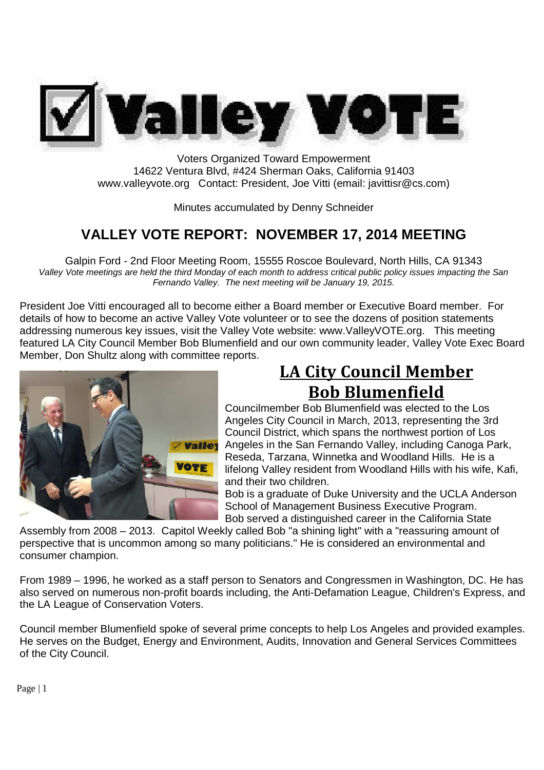# ☑ Valley VOTE

Voters Organized Toward Empowerment
14622 Ventura Blvd, #424 Sherman Oaks, California 91403
www.valleyvote.org Contact: President, Joe Vitti (email: javittisr@cs.com)

Minutes accumulated by Denny Schneider

## VALLEY VOTE REPORT: NOVEMBER 17, 2014 MEETING

Galpin Ford - 2nd Floor Meeting Room, 15555 Roscoe Boulevard, North Hills, CA 91343
*Valley Vote meetings are held the third Monday of each month to address critical public policy issues impacting the San Fernando Valley. The next meeting will be January 19, 2015.*

President Joe Vitti encouraged all to become either a Board member or Executive Board member. For details of how to become an active Valley Vote volunteer or to see the dozens of position statements addressing numerous key issues, visit the Valley Vote website: www.ValleyVOTE.org. This meeting featured LA City Council Member Bob Blumenfield and our own community leader, Valley Vote Exec Board Member, Don Shultz along with committee reports.

## LA City Council Member Bob Blumenfield

Councilmember Bob Blumenfield was elected to the Los Angeles City Council in March, 2013, representing the 3rd Council District, which spans the northwest portion of Los Angeles in the San Fernando Valley, including Canoga Park, Reseda, Tarzana, Winnetka and Woodland Hills. He is a lifelong Valley resident from Woodland Hills with his wife, Kafi, and their two children.

Bob is a graduate of Duke University and the UCLA Anderson School of Management Business Executive Program.

Bob served a distinguished career in the California State Assembly from 2008 – 2013. Capitol Weekly called Bob "a shining light" with a "reassuring amount of perspective that is uncommon among so many politicians." He is considered an environmental and consumer champion.

From 1989 – 1996, he worked as a staff person to Senators and Congressmen in Washington, DC. He has also served on numerous non-profit boards including, the Anti-Defamation League, Children's Express, and the LA League of Conservation Voters.

Council member Blumenfield spoke of several prime concepts to help Los Angeles and provided examples. He serves on the Budget, Energy and Environment, Audits, Innovation and General Services Committees of the City Council.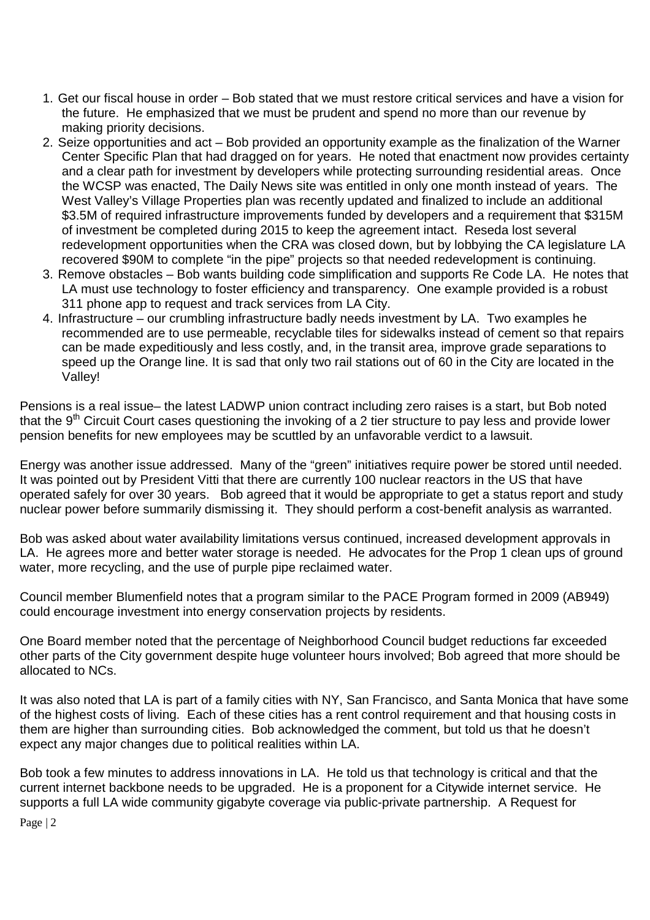1. Get our fiscal house in order – Bob stated that we must restore critical services and have a vision for the future. He emphasized that we must be prudent and spend no more than our revenue by making priority decisions.
2. Seize opportunities and act – Bob provided an opportunity example as the finalization of the Warner Center Specific Plan that had dragged on for years. He noted that enactment now provides certainty and a clear path for investment by developers while protecting surrounding residential areas. Once the WCSP was enacted, The Daily News site was entitled in only one month instead of years. The West Valley's Village Properties plan was recently updated and finalized to include an additional $3.5M of required infrastructure improvements funded by developers and a requirement that $315M of investment be completed during 2015 to keep the agreement intact. Reseda lost several redevelopment opportunities when the CRA was closed down, but by lobbying the CA legislature LA recovered $90M to complete "in the pipe" projects so that needed redevelopment is continuing.
3. Remove obstacles – Bob wants building code simplification and supports Re Code LA. He notes that LA must use technology to foster efficiency and transparency. One example provided is a robust 311 phone app to request and track services from LA City.
4. Infrastructure – our crumbling infrastructure badly needs investment by LA. Two examples he recommended are to use permeable, recyclable tiles for sidewalks instead of cement so that repairs can be made expeditiously and less costly, and, in the transit area, improve grade separations to speed up the Orange line. It is sad that only two rail stations out of 60 in the City are located in the Valley!

Pensions is a real issue– the latest LADWP union contract including zero raises is a start, but Bob noted that the 9th Circuit Court cases questioning the invoking of a 2 tier structure to pay less and provide lower pension benefits for new employees may be scuttled by an unfavorable verdict to a lawsuit.

Energy was another issue addressed. Many of the "green" initiatives require power be stored until needed. It was pointed out by President Vitti that there are currently 100 nuclear reactors in the US that have operated safely for over 30 years. Bob agreed that it would be appropriate to get a status report and study nuclear power before summarily dismissing it. They should perform a cost-benefit analysis as warranted.

Bob was asked about water availability limitations versus continued, increased development approvals in LA. He agrees more and better water storage is needed. He advocates for the Prop 1 clean ups of ground water, more recycling, and the use of purple pipe reclaimed water.

Council member Blumenfield notes that a program similar to the PACE Program formed in 2009 (AB949) could encourage investment into energy conservation projects by residents.

One Board member noted that the percentage of Neighborhood Council budget reductions far exceeded other parts of the City government despite huge volunteer hours involved; Bob agreed that more should be allocated to NCs.

It was also noted that LA is part of a family cities with NY, San Francisco, and Santa Monica that have some of the highest costs of living. Each of these cities has a rent control requirement and that housing costs in them are higher than surrounding cities. Bob acknowledged the comment, but told us that he doesn't expect any major changes due to political realities within LA.

Bob took a few minutes to address innovations in LA. He told us that technology is critical and that the current internet backbone needs to be upgraded. He is a proponent for a Citywide internet service. He supports a full LA wide community gigabyte coverage via public-private partnership. A Request for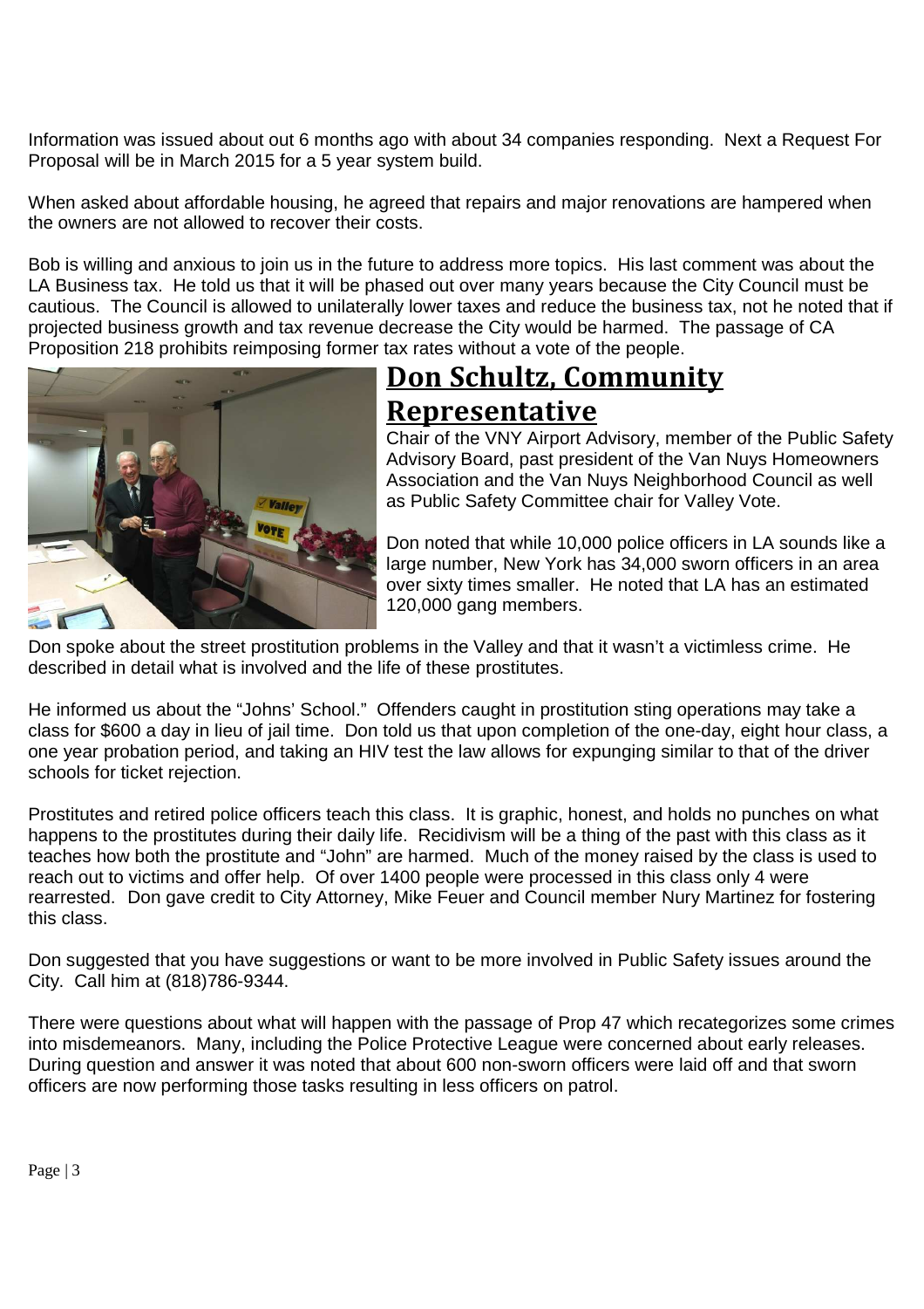Information was issued about out 6 months ago with about 34 companies responding. Next a Request For Proposal will be in March 2015 for a 5 year system build.

When asked about affordable housing, he agreed that repairs and major renovations are hampered when the owners are not allowed to recover their costs.

Bob is willing and anxious to join us in the future to address more topics. His last comment was about the LA Business tax. He told us that it will be phased out over many years because the City Council must be cautious. The Council is allowed to unilaterally lower taxes and reduce the business tax, not he noted that if projected business growth and tax revenue decrease the City would be harmed. The passage of CA Proposition 218 prohibits reimposing former tax rates without a vote of the people.

## Don Schultz, Community Representative

Chair of the VNY Airport Advisory, member of the Public Safety Advisory Board, past president of the Van Nuys Homeowners Association and the Van Nuys Neighborhood Council as well as Public Safety Committee chair for Valley Vote.

Don noted that while 10,000 police officers in LA sounds like a large number, New York has 34,000 sworn officers in an area over sixty times smaller. He noted that LA has an estimated 120,000 gang members.

Don spoke about the street prostitution problems in the Valley and that it wasn't a victimless crime. He described in detail what is involved and the life of these prostitutes.

He informed us about the "Johns' School." Offenders caught in prostitution sting operations may take a class for $600 a day in lieu of jail time. Don told us that upon completion of the one-day, eight hour class, a one year probation period, and taking an HIV test the law allows for expunging similar to that of the driver schools for ticket rejection.

Prostitutes and retired police officers teach this class. It is graphic, honest, and holds no punches on what happens to the prostitutes during their daily life. Recidivism will be a thing of the past with this class as it teaches how both the prostitute and "John" are harmed. Much of the money raised by the class is used to reach out to victims and offer help. Of over 1400 people were processed in this class only 4 were rearrested. Don gave credit to City Attorney, Mike Feuer and Council member Nury Martinez for fostering this class.

Don suggested that you have suggestions or want to be more involved in Public Safety issues around the City. Call him at (818)786-9344.

There were questions about what will happen with the passage of Prop 47 which recategorizes some crimes into misdemeanors. Many, including the Police Protective League were concerned about early releases. During question and answer it was noted that about 600 non-sworn officers were laid off and that sworn officers are now performing those tasks resulting in less officers on patrol.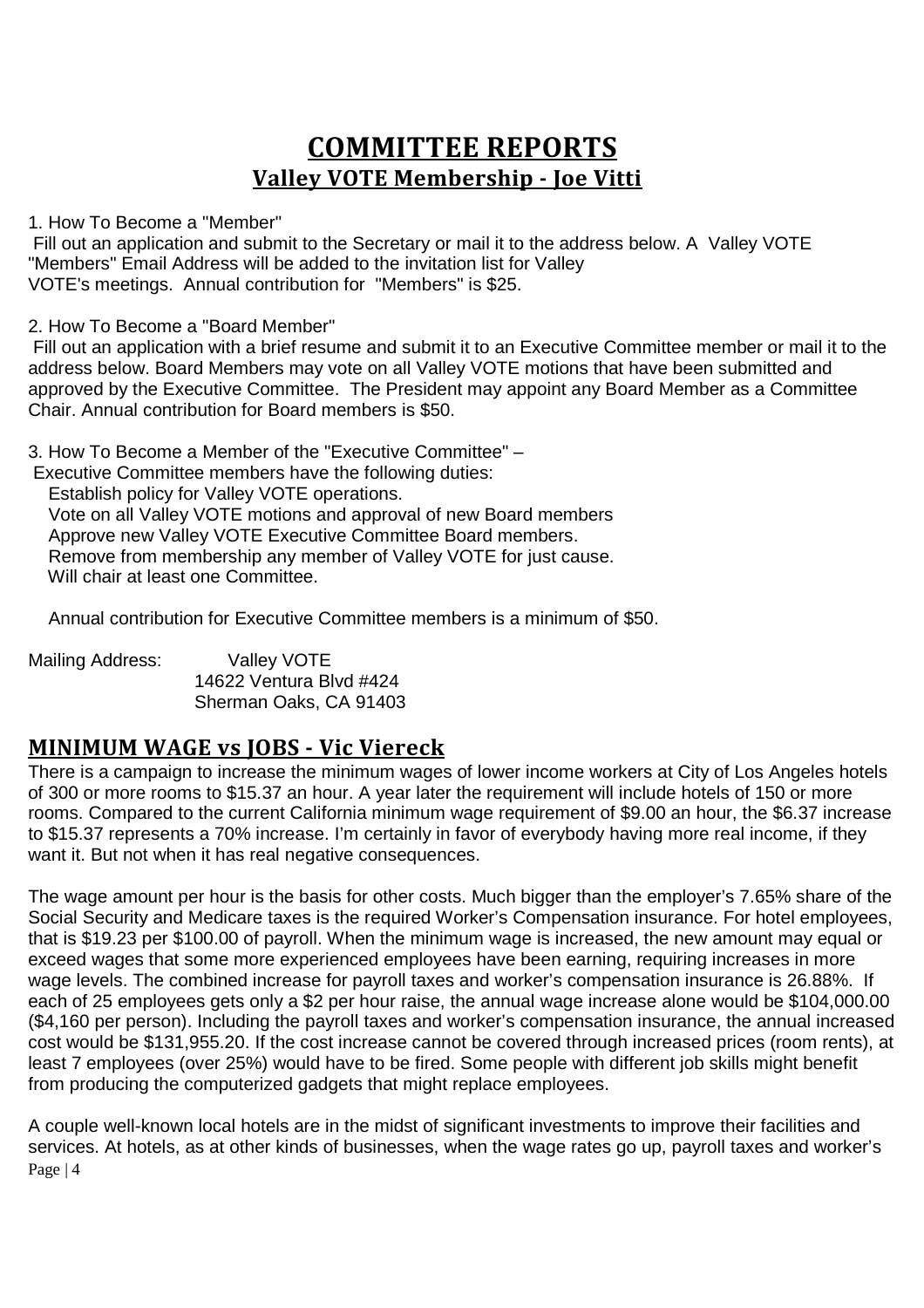# COMMITTEE REPORTS

## Valley VOTE Membership - Joe Vitti

1. How To Become a "Member"

Fill out an application and submit to the Secretary or mail it to the address below. A Valley VOTE "Members" Email Address will be added to the invitation list for Valley VOTE's meetings. Annual contribution for "Members" is $25.

2. How To Become a "Board Member"

Fill out an application with a brief resume and submit it to an Executive Committee member or mail it to the address below. Board Members may vote on all Valley VOTE motions that have been submitted and approved by the Executive Committee. The President may appoint any Board Member as a Committee Chair. Annual contribution for Board members is $50.

3. How To Become a Member of the "Executive Committee" –

Executive Committee members have the following duties:

Establish policy for Valley VOTE operations.
Vote on all Valley VOTE motions and approval of new Board members
Approve new Valley VOTE Executive Committee Board members.
Remove from membership any member of Valley VOTE for just cause.
Will chair at least one Committee.

Annual contribution for Executive Committee members is a minimum of $50.

Mailing Address: Valley VOTE
14622 Ventura Blvd #424
Sherman Oaks, CA 91403

## MINIMUM WAGE vs JOBS - Vic Viereck

There is a campaign to increase the minimum wages of lower income workers at City of Los Angeles hotels of 300 or more rooms to $15.37 an hour. A year later the requirement will include hotels of 150 or more rooms. Compared to the current California minimum wage requirement of $9.00 an hour, the $6.37 increase to $15.37 represents a 70% increase. I'm certainly in favor of everybody having more real income, if they want it. But not when it has real negative consequences.

The wage amount per hour is the basis for other costs. Much bigger than the employer's 7.65% share of the Social Security and Medicare taxes is the required Worker's Compensation insurance. For hotel employees, that is $19.23 per $100.00 of payroll. When the minimum wage is increased, the new amount may equal or exceed wages that some more experienced employees have been earning, requiring increases in more wage levels. The combined increase for payroll taxes and worker's compensation insurance is 26.88%. If each of 25 employees gets only a $2 per hour raise, the annual wage increase alone would be $104,000.00 ($4,160 per person). Including the payroll taxes and worker's compensation insurance, the annual increased cost would be $131,955.20. If the cost increase cannot be covered through increased prices (room rents), at least 7 employees (over 25%) would have to be fired. Some people with different job skills might benefit from producing the computerized gadgets that might replace employees.

A couple well-known local hotels are in the midst of significant investments to improve their facilities and services. At hotels, as at other kinds of businesses, when the wage rates go up, payroll taxes and worker's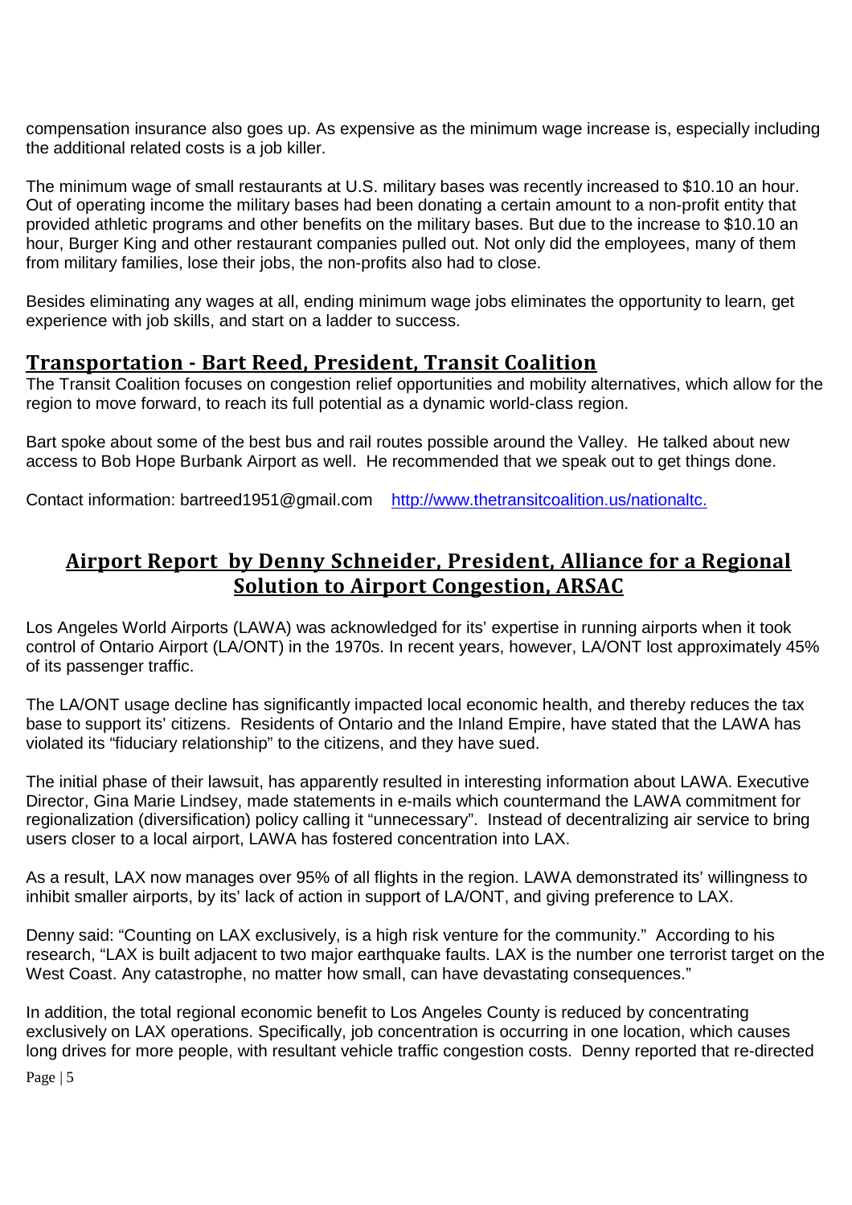compensation insurance also goes up. As expensive as the minimum wage increase is, especially including the additional related costs is a job killer.

The minimum wage of small restaurants at U.S. military bases was recently increased to $10.10 an hour. Out of operating income the military bases had been donating a certain amount to a non-profit entity that provided athletic programs and other benefits on the military bases. But due to the increase to $10.10 an hour, Burger King and other restaurant companies pulled out. Not only did the employees, many of them from military families, lose their jobs, the non-profits also had to close.

Besides eliminating any wages at all, ending minimum wage jobs eliminates the opportunity to learn, get experience with job skills, and start on a ladder to success.

## Transportation - Bart Reed, President, Transit Coalition

The Transit Coalition focuses on congestion relief opportunities and mobility alternatives, which allow for the region to move forward, to reach its full potential as a dynamic world-class region.

Bart spoke about some of the best bus and rail routes possible around the Valley. He talked about new access to Bob Hope Burbank Airport as well. He recommended that we speak out to get things done.

Contact information: bartreed1951@gmail.com [http://www.thetransitcoalition.us/nationaltc.](http://www.thetransitcoalition.us/nationaltc.)

## Airport Report by Denny Schneider, President, Alliance for a Regional Solution to Airport Congestion, ARSAC

Los Angeles World Airports (LAWA) was acknowledged for its' expertise in running airports when it took control of Ontario Airport (LA/ONT) in the 1970s. In recent years, however, LA/ONT lost approximately 45% of its passenger traffic.

The LA/ONT usage decline has significantly impacted local economic health, and thereby reduces the tax base to support its' citizens. Residents of Ontario and the Inland Empire, have stated that the LAWA has violated its "fiduciary relationship" to the citizens, and they have sued.

The initial phase of their lawsuit, has apparently resulted in interesting information about LAWA. Executive Director, Gina Marie Lindsey, made statements in e-mails which countermand the LAWA commitment for regionalization (diversification) policy calling it "unnecessary". Instead of decentralizing air service to bring users closer to a local airport, LAWA has fostered concentration into LAX.

As a result, LAX now manages over 95% of all flights in the region. LAWA demonstrated its' willingness to inhibit smaller airports, by its' lack of action in support of LA/ONT, and giving preference to LAX.

Denny said: "Counting on LAX exclusively, is a high risk venture for the community." According to his research, "LAX is built adjacent to two major earthquake faults. LAX is the number one terrorist target on the West Coast. Any catastrophe, no matter how small, can have devastating consequences."

In addition, the total regional economic benefit to Los Angeles County is reduced by concentrating exclusively on LAX operations. Specifically, job concentration is occurring in one location, which causes long drives for more people, with resultant vehicle traffic congestion costs. Denny reported that re-directed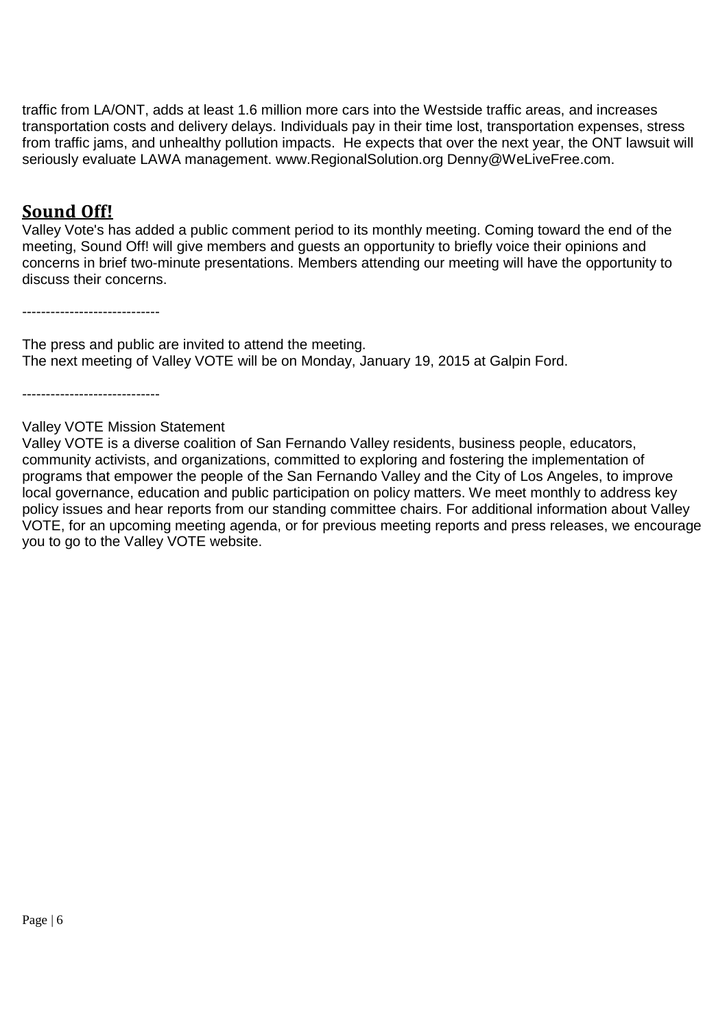traffic from LA/ONT, adds at least 1.6 million more cars into the Westside traffic areas, and increases transportation costs and delivery delays. Individuals pay in their time lost, transportation expenses, stress from traffic jams, and unhealthy pollution impacts. He expects that over the next year, the ONT lawsuit will seriously evaluate LAWA management. www.RegionalSolution.org Denny@WeLiveFree.com.

## Sound Off!

Valley Vote's has added a public comment period to its monthly meeting. Coming toward the end of the meeting, Sound Off! will give members and guests an opportunity to briefly voice their opinions and concerns in brief two-minute presentations. Members attending our meeting will have the opportunity to discuss their concerns.

-----------------------------

The press and public are invited to attend the meeting.
The next meeting of Valley VOTE will be on Monday, January 19, 2015 at Galpin Ford.

-----------------------------

Valley VOTE Mission Statement
Valley VOTE is a diverse coalition of San Fernando Valley residents, business people, educators, community activists, and organizations, committed to exploring and fostering the implementation of programs that empower the people of the San Fernando Valley and the City of Los Angeles, to improve local governance, education and public participation on policy matters. We meet monthly to address key policy issues and hear reports from our standing committee chairs. For additional information about Valley VOTE, for an upcoming meeting agenda, or for previous meeting reports and press releases, we encourage you to go to the Valley VOTE website.